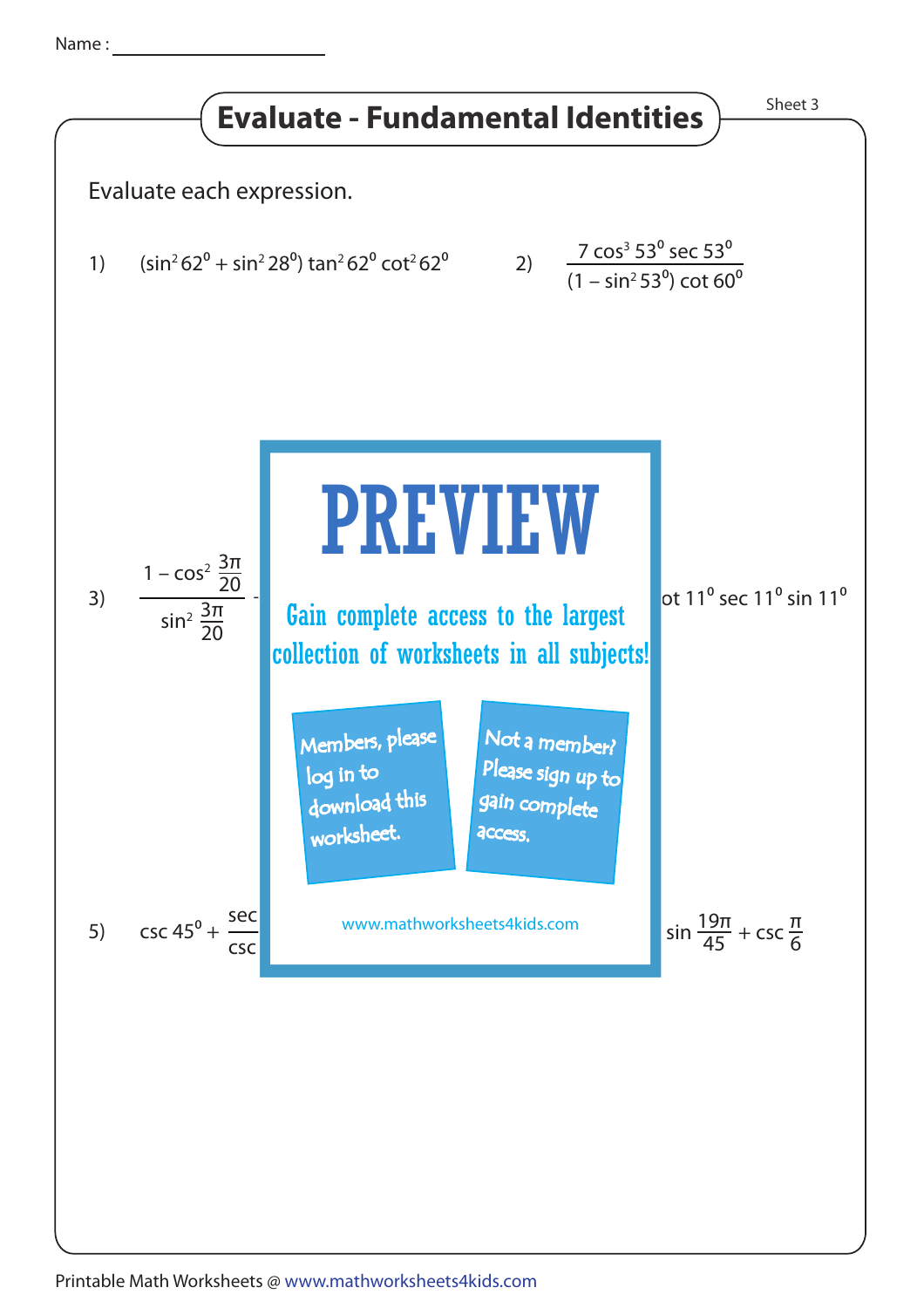Name : ____________________

# Evaluate - Fundamental Identities

Sheet 3

Evaluate each expression.

1) $(\sin^2 62^0 + \sin^2 28^0) \tan^2 62^0 \cot^2 62^0$

2) $\dfrac{7 \cos^3 53^0 \sec 53^0}{(1 - \sin^2 53^0) \cot 60^0}$

3) $\dfrac{1 - \cos^2 \frac{3\pi}{20}}{\sin^2 \frac{3\pi}{20}}$ -

ot $11^0 \sec 11^0 \sin 11^0$

**PREVIEW**

Gain complete access to the largest collection of worksheets in all subjects!

Members, please log in to download this worksheet.

Not a member? Please sign up to gain complete access.

www.mathworksheets4kids.com

5) $\csc 45^0 + \dfrac{\sec}{\csc}$

$\sin \frac{19\pi}{45} + \csc \frac{\pi}{6}$

Printable Math Worksheets @ www.mathworksheets4kids.com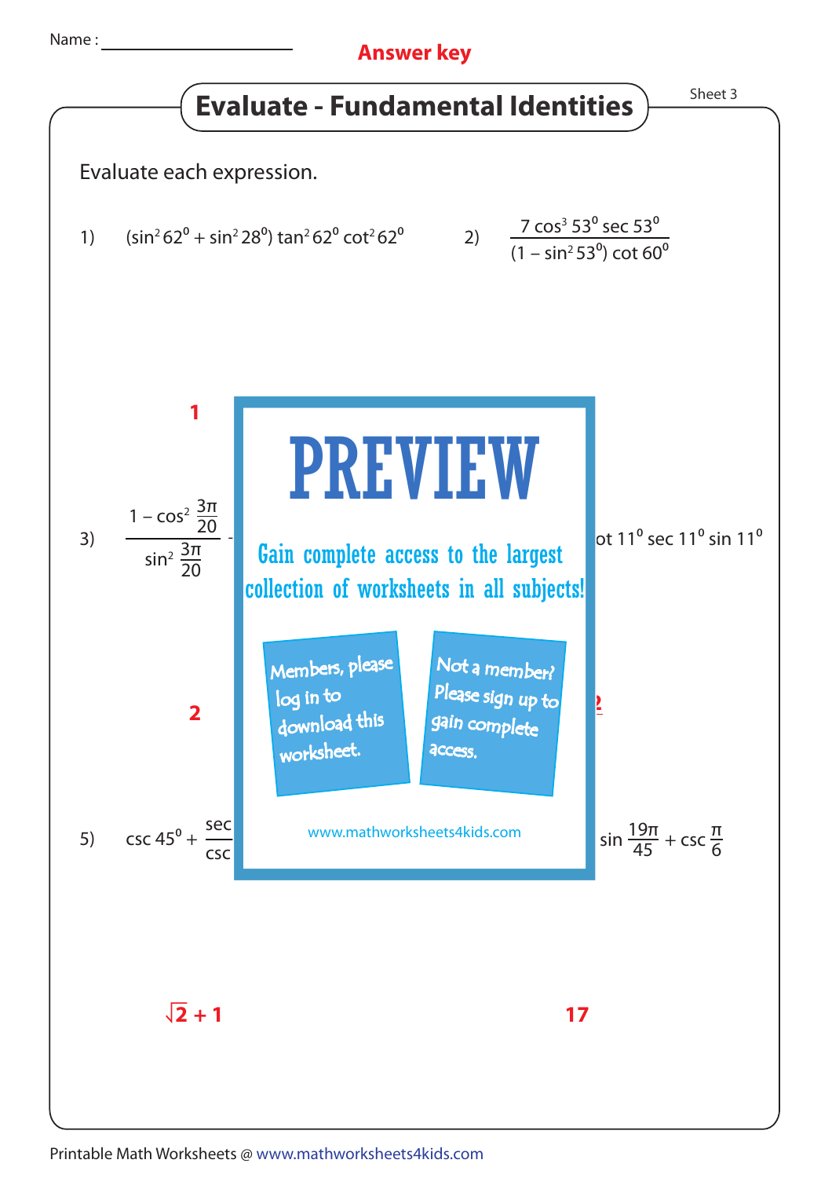Name : ____________________

**Answer key**

# Evaluate - Fundamental Identities

Sheet 3

Evaluate each expression.

1) $(\sin^2 62^0 + \sin^2 28^0) \tan^2 62^0 \cot^2 62^0$

**1**

2) $\dfrac{7 \cos^3 53^0 \sec 53^0}{(1 - \sin^2 53^0) \cot 60^0}$

3) $\dfrac{1 - \cos^2 \frac{3\pi}{20}}{\sin^2 \frac{3\pi}{20}}$ -

**2**

4) ...ot $11^0 \sec 11^0 \sin 11^0$

**2**

5) $\csc 45^0 + \dfrac{\sec}{\csc}$

**$\sqrt{2} + 1$**

6) ... $\sin \frac{19\pi}{45} + \csc \frac{\pi}{6}$

**17**

PREVIEW

Gain complete access to the largest collection of worksheets in all subjects!

Members, please log in to download this worksheet.

Not a member? Please sign up to gain complete access.

www.mathworksheets4kids.com

Printable Math Worksheets @ www.mathworksheets4kids.com